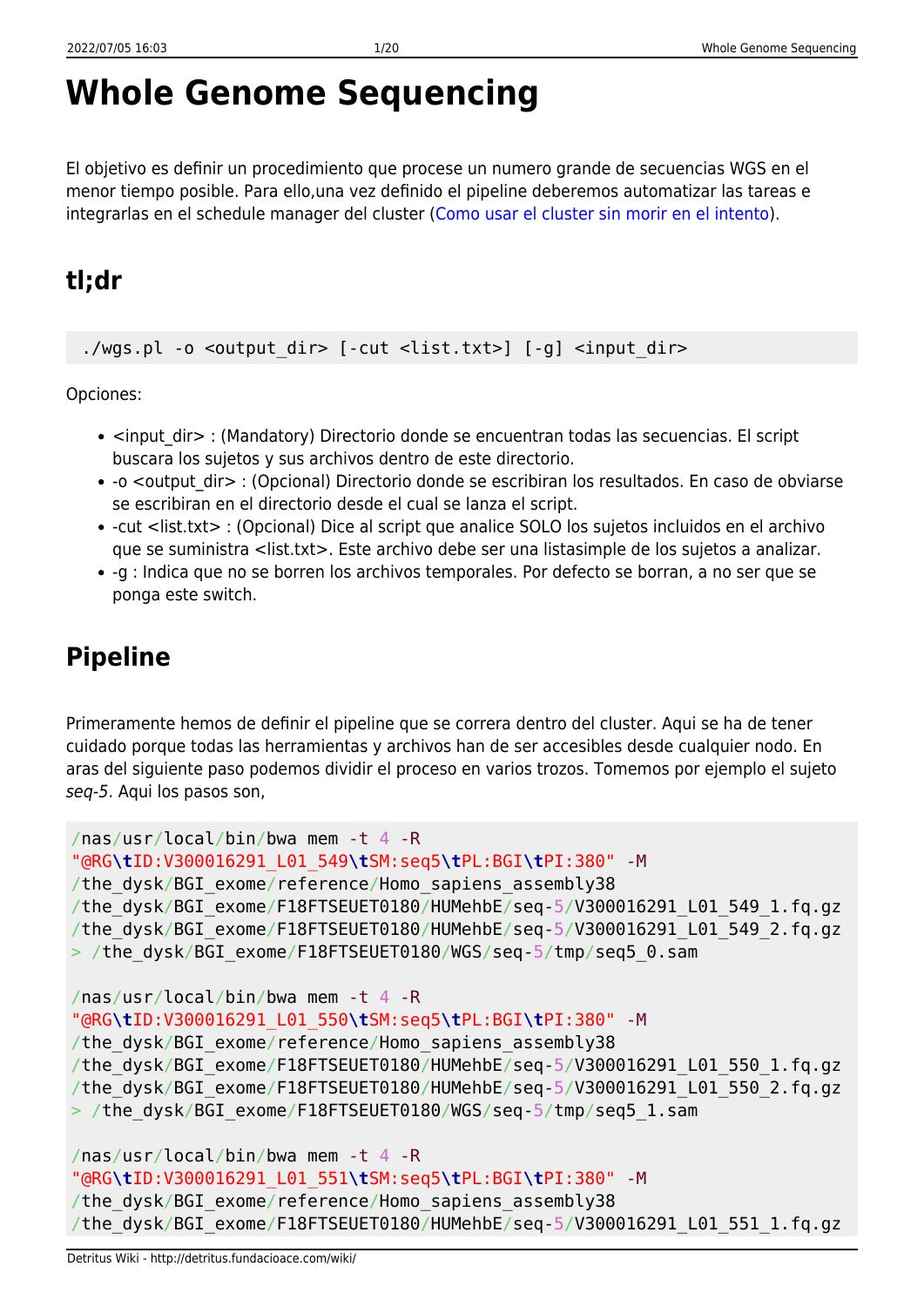# Whole Genome Sequencing

El objetivo es definir un procedimiento que procese un numero grande de secuencias WGS en el menor tiempo posible. Para ello,una vez definido el pipeline deberemos automatizar las tareas e integrarlas en el schedule manager del cluster (Como usar el cluster sin morir en el intento).

## tl;dr

```
./wgs.pl -o <output_dir> [-cut <list.txt>] [-g] <input_dir>
```

Opciones:

- <input_dir> : (Mandatory) Directorio donde se encuentran todas las secuencias. El script buscara los sujetos y sus archivos dentro de este directorio.
- -o <output_dir> : (Opcional) Directorio donde se escribiran los resultados. En caso de obviarse se escribiran en el directorio desde el cual se lanza el script.
- -cut <list.txt> : (Opcional) Dice al script que analice SOLO los sujetos incluidos en el archivo que se suministra <list.txt>. Este archivo debe ser una listasimple de los sujetos a analizar.
- -g : Indica que no se borren los archivos temporales. Por defecto se borran, a no ser que se ponga este switch.

## Pipeline

Primeramente hemos de definir el pipeline que se correra dentro del cluster. Aqui se ha de tener cuidado porque todas las herramientas y archivos han de ser accesibles desde cualquier nodo. En aras del siguiente paso podemos dividir el proceso en varios trozos. Tomemos por ejemplo el sujeto *seq-5*. Aqui los pasos son,

```
/nas/usr/local/bin/bwa mem -t 4 -R
"@RG\tID:V300016291_L01_549\tSM:seq5\tPL:BGI\tPI:380" -M
/the_dysk/BGI_exome/reference/Homo_sapiens_assembly38
/the_dysk/BGI_exome/F18FTSEUET0180/HUMehbE/seq-5/V300016291_L01_549_1.fq.gz
/the_dysk/BGI_exome/F18FTSEUET0180/HUMehbE/seq-5/V300016291_L01_549_2.fq.gz
> /the_dysk/BGI_exome/F18FTSEUET0180/WGS/seq-5/tmp/seq5_0.sam

/nas/usr/local/bin/bwa mem -t 4 -R
"@RG\tID:V300016291_L01_550\tSM:seq5\tPL:BGI\tPI:380" -M
/the_dysk/BGI_exome/reference/Homo_sapiens_assembly38
/the_dysk/BGI_exome/F18FTSEUET0180/HUMehbE/seq-5/V300016291_L01_550_1.fq.gz
/the_dysk/BGI_exome/F18FTSEUET0180/HUMehbE/seq-5/V300016291_L01_550_2.fq.gz
> /the_dysk/BGI_exome/F18FTSEUET0180/WGS/seq-5/tmp/seq5_1.sam

/nas/usr/local/bin/bwa mem -t 4 -R
"@RG\tID:V300016291_L01_551\tSM:seq5\tPL:BGI\tPI:380" -M
/the_dysk/BGI_exome/reference/Homo_sapiens_assembly38
/the_dysk/BGI_exome/F18FTSEUET0180/HUMehbE/seq-5/V300016291_L01_551_1.fq.gz
```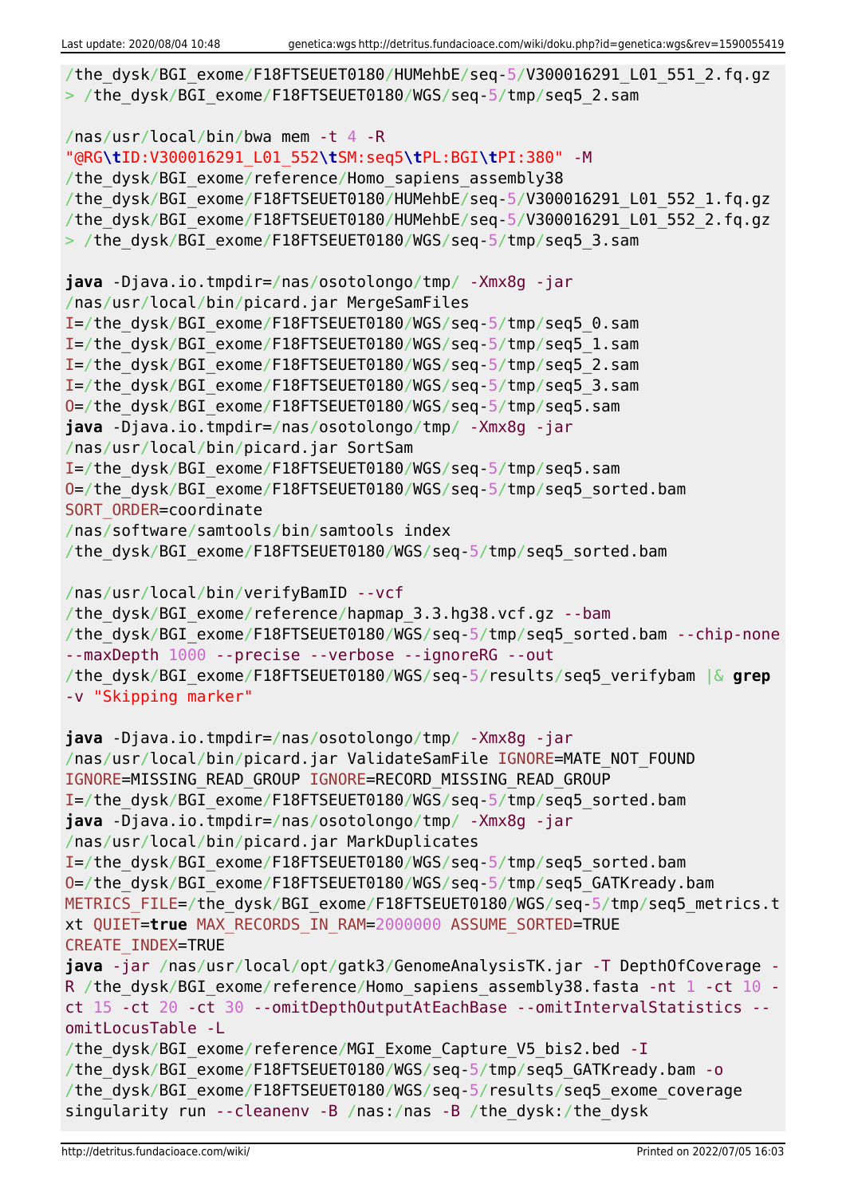```
/the_dysk/BGI_exome/F18FTSEUET0180/HUMehbE/seq-5/V300016291_L01_551_2.fq.gz
> /the_dysk/BGI_exome/F18FTSEUET0180/WGS/seq-5/tmp/seq5_2.sam

/nas/usr/local/bin/bwa mem -t 4 -R
"@RG\tID:V300016291_L01_552\tSM:seq5\tPL:BGI\tPI:380" -M
/the_dysk/BGI_exome/reference/Homo_sapiens_assembly38
/the_dysk/BGI_exome/F18FTSEUET0180/HUMehbE/seq-5/V300016291_L01_552_1.fq.gz
/the_dysk/BGI_exome/F18FTSEUET0180/HUMehbE/seq-5/V300016291_L01_552_2.fq.gz
> /the_dysk/BGI_exome/F18FTSEUET0180/WGS/seq-5/tmp/seq5_3.sam

java -Djava.io.tmpdir=/nas/osotolongo/tmp/ -Xmx8g -jar
/nas/usr/local/bin/picard.jar MergeSamFiles
I=/the_dysk/BGI_exome/F18FTSEUET0180/WGS/seq-5/tmp/seq5_0.sam
I=/the_dysk/BGI_exome/F18FTSEUET0180/WGS/seq-5/tmp/seq5_1.sam
I=/the_dysk/BGI_exome/F18FTSEUET0180/WGS/seq-5/tmp/seq5_2.sam
I=/the_dysk/BGI_exome/F18FTSEUET0180/WGS/seq-5/tmp/seq5_3.sam
O=/the_dysk/BGI_exome/F18FTSEUET0180/WGS/seq-5/tmp/seq5.sam
java -Djava.io.tmpdir=/nas/osotolongo/tmp/ -Xmx8g -jar
/nas/usr/local/bin/picard.jar SortSam
I=/the_dysk/BGI_exome/F18FTSEUET0180/WGS/seq-5/tmp/seq5.sam
O=/the_dysk/BGI_exome/F18FTSEUET0180/WGS/seq-5/tmp/seq5_sorted.bam
SORT_ORDER=coordinate
/nas/software/samtools/bin/samtools index
/the_dysk/BGI_exome/F18FTSEUET0180/WGS/seq-5/tmp/seq5_sorted.bam

/nas/usr/local/bin/verifyBamID --vcf
/the_dysk/BGI_exome/reference/hapmap_3.3.hg38.vcf.gz --bam
/the_dysk/BGI_exome/F18FTSEUET0180/WGS/seq-5/tmp/seq5_sorted.bam --chip-none
--maxDepth 1000 --precise --verbose --ignoreRG --out
/the_dysk/BGI_exome/F18FTSEUET0180/WGS/seq-5/results/seq5_verifybam |& grep
-v "Skipping marker"

java -Djava.io.tmpdir=/nas/osotolongo/tmp/ -Xmx8g -jar
/nas/usr/local/bin/picard.jar ValidateSamFile IGNORE=MATE_NOT_FOUND
IGNORE=MISSING_READ_GROUP IGNORE=RECORD_MISSING_READ_GROUP
I=/the_dysk/BGI_exome/F18FTSEUET0180/WGS/seq-5/tmp/seq5_sorted.bam
java -Djava.io.tmpdir=/nas/osotolongo/tmp/ -Xmx8g -jar
/nas/usr/local/bin/picard.jar MarkDuplicates
I=/the_dysk/BGI_exome/F18FTSEUET0180/WGS/seq-5/tmp/seq5_sorted.bam
O=/the_dysk/BGI_exome/F18FTSEUET0180/WGS/seq-5/tmp/seq5_GATKready.bam
METRICS_FILE=/the_dysk/BGI_exome/F18FTSEUET0180/WGS/seq-5/tmp/seq5_metrics.txt QUIET=true MAX_RECORDS_IN_RAM=2000000 ASSUME_SORTED=TRUE
CREATE_INDEX=TRUE
java -jar /nas/usr/local/opt/gatk3/GenomeAnalysisTK.jar -T DepthOfCoverage -R /the_dysk/BGI_exome/reference/Homo_sapiens_assembly38.fasta -nt 1 -ct 10 -ct 15 -ct 20 -ct 30 --omitDepthOutputAtEachBase --omitIntervalStatistics --omitLocusTable -L
/the_dysk/BGI_exome/reference/MGI_Exome_Capture_V5_bis2.bed -I
/the_dysk/BGI_exome/F18FTSEUET0180/WGS/seq-5/tmp/seq5_GATKready.bam -o
/the_dysk/BGI_exome/F18FTSEUET0180/WGS/seq-5/results/seq5_exome_coverage
singularity run --cleanenv -B /nas:/nas -B /the_dysk:/the_dysk
```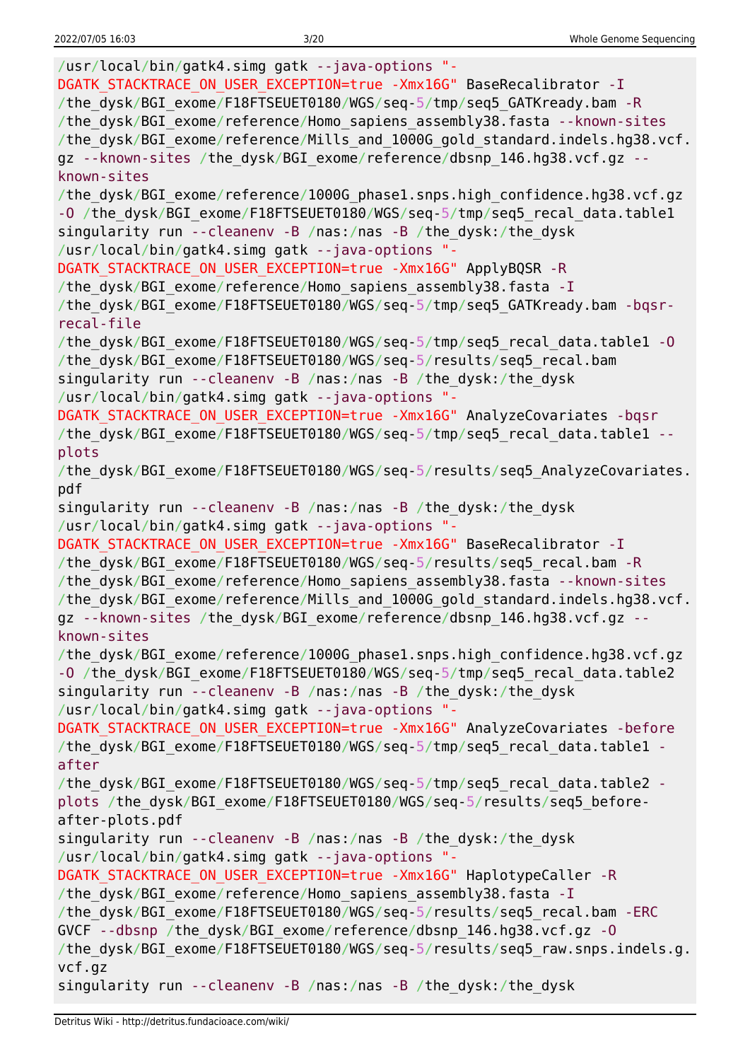```
/usr/local/bin/gatk4.simg gatk --java-options "-DGATK_STACKTRACE_ON_USER_EXCEPTION=true -Xmx16G" BaseRecalibrator -I /the_dysk/BGI_exome/F18FTSEUET0180/WGS/seq-5/tmp/seq5_GATKready.bam -R /the_dysk/BGI_exome/reference/Homo_sapiens_assembly38.fasta --known-sites /the_dysk/BGI_exome/reference/Mills_and_1000G_gold_standard.indels.hg38.vcf.gz --known-sites /the_dysk/BGI_exome/reference/dbsnp_146.hg38.vcf.gz --known-sites /the_dysk/BGI_exome/reference/1000G_phase1.snps.high_confidence.hg38.vcf.gz -O /the_dysk/BGI_exome/F18FTSEUET0180/WGS/seq-5/tmp/seq5_recal_data.table1
singularity run --cleanenv -B /nas:/nas -B /the_dysk:/the_dysk /usr/local/bin/gatk4.simg gatk --java-options "-DGATK_STACKTRACE_ON_USER_EXCEPTION=true -Xmx16G" ApplyBQSR -R /the_dysk/BGI_exome/reference/Homo_sapiens_assembly38.fasta -I /the_dysk/BGI_exome/F18FTSEUET0180/WGS/seq-5/tmp/seq5_GATKready.bam -bqsr-recal-file /the_dysk/BGI_exome/F18FTSEUET0180/WGS/seq-5/tmp/seq5_recal_data.table1 -O /the_dysk/BGI_exome/F18FTSEUET0180/WGS/seq-5/results/seq5_recal.bam
singularity run --cleanenv -B /nas:/nas -B /the_dysk:/the_dysk /usr/local/bin/gatk4.simg gatk --java-options "-DGATK_STACKTRACE_ON_USER_EXCEPTION=true -Xmx16G" AnalyzeCovariates -bqsr /the_dysk/BGI_exome/F18FTSEUET0180/WGS/seq-5/tmp/seq5_recal_data.table1 --plots /the_dysk/BGI_exome/F18FTSEUET0180/WGS/seq-5/results/seq5_AnalyzeCovariates.pdf
singularity run --cleanenv -B /nas:/nas -B /the_dysk:/the_dysk /usr/local/bin/gatk4.simg gatk --java-options "-DGATK_STACKTRACE_ON_USER_EXCEPTION=true -Xmx16G" BaseRecalibrator -I /the_dysk/BGI_exome/F18FTSEUET0180/WGS/seq-5/results/seq5_recal.bam -R /the_dysk/BGI_exome/reference/Homo_sapiens_assembly38.fasta --known-sites /the_dysk/BGI_exome/reference/Mills_and_1000G_gold_standard.indels.hg38.vcf.gz --known-sites /the_dysk/BGI_exome/reference/dbsnp_146.hg38.vcf.gz --known-sites /the_dysk/BGI_exome/reference/1000G_phase1.snps.high_confidence.hg38.vcf.gz -O /the_dysk/BGI_exome/F18FTSEUET0180/WGS/seq-5/tmp/seq5_recal_data.table2
singularity run --cleanenv -B /nas:/nas -B /the_dysk:/the_dysk /usr/local/bin/gatk4.simg gatk --java-options "-DGATK_STACKTRACE_ON_USER_EXCEPTION=true -Xmx16G" AnalyzeCovariates -before /the_dysk/BGI_exome/F18FTSEUET0180/WGS/seq-5/tmp/seq5_recal_data.table1 -after /the_dysk/BGI_exome/F18FTSEUET0180/WGS/seq-5/tmp/seq5_recal_data.table2 -plots /the_dysk/BGI_exome/F18FTSEUET0180/WGS/seq-5/results/seq5_before-after-plots.pdf
singularity run --cleanenv -B /nas:/nas -B /the_dysk:/the_dysk /usr/local/bin/gatk4.simg gatk --java-options "-DGATK_STACKTRACE_ON_USER_EXCEPTION=true -Xmx16G" HaplotypeCaller -R /the_dysk/BGI_exome/reference/Homo_sapiens_assembly38.fasta -I /the_dysk/BGI_exome/F18FTSEUET0180/WGS/seq-5/results/seq5_recal.bam -ERC GVCF --dbsnp /the_dysk/BGI_exome/reference/dbsnp_146.hg38.vcf.gz -O /the_dysk/BGI_exome/F18FTSEUET0180/WGS/seq-5/results/seq5_raw.snps.indels.g.vcf.gz
singularity run --cleanenv -B /nas:/nas -B /the_dysk:/the_dysk
```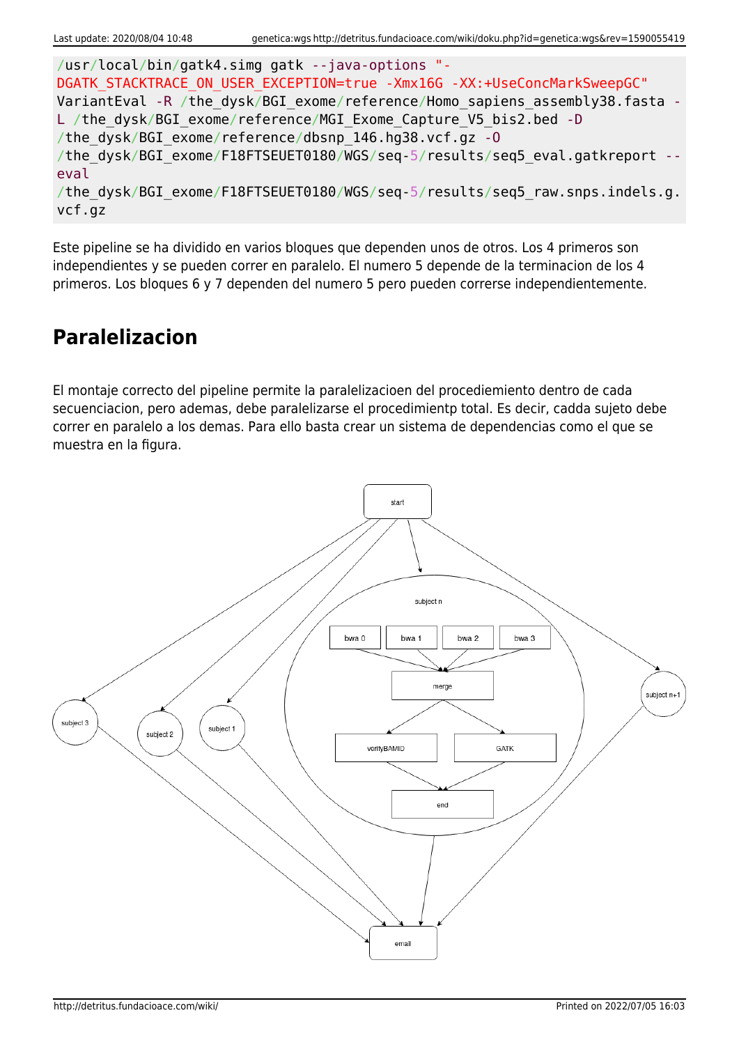```
/usr/local/bin/gatk4.simg gatk --java-options "-DGATK_STACKTRACE_ON_USER_EXCEPTION=true -Xmx16G -XX:+UseConcMarkSweepGC" VariantEval -R /the_dysk/BGI_exome/reference/Homo_sapiens_assembly38.fasta -L /the_dysk/BGI_exome/reference/MGI_Exome_Capture_V5_bis2.bed -D /the_dysk/BGI_exome/reference/dbsnp_146.hg38.vcf.gz -O /the_dysk/BGI_exome/F18FTSEUET0180/WGS/seq-5/results/seq5_eval.gatkreport --eval /the_dysk/BGI_exome/F18FTSEUET0180/WGS/seq-5/results/seq5_raw.snps.indels.g.vcf.gz
```

Este pipeline se ha dividido en varios bloques que dependen unos de otros. Los 4 primeros son independientes y se pueden correr en paralelo. El numero 5 depende de la terminacion de los 4 primeros. Los bloques 6 y 7 dependen del numero 5 pero pueden correrse independientemente.

## Paralelizacion

El montaje correcto del pipeline permite la paralelizacioen del procediemiento dentro de cada secuenciacion, pero ademas, debe paralelizarse el procedimientp total. Es decir, cadda sujeto debe correr en paralelo a los demas. Para ello basta crear un sistema de dependencias como el que se muestra en la figura.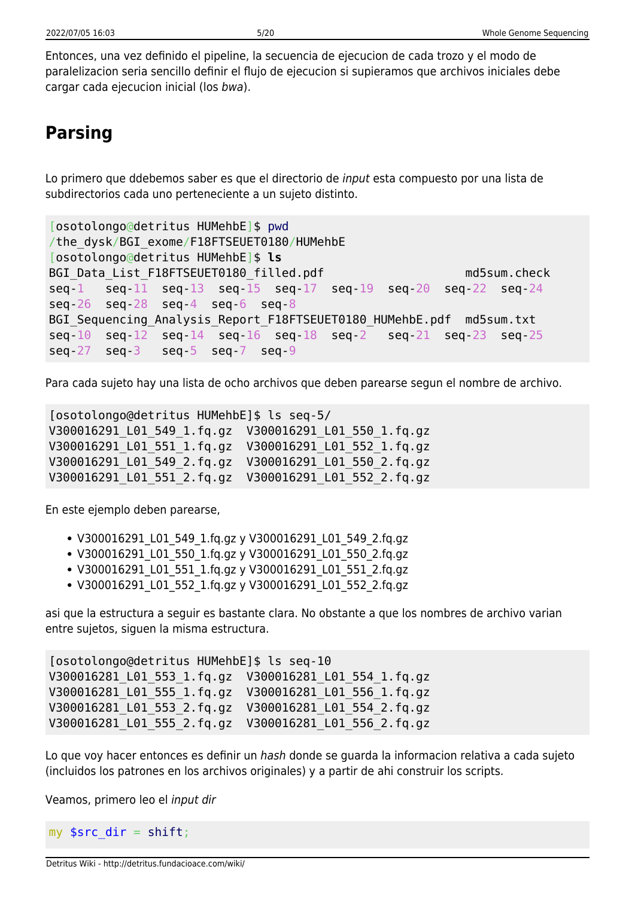Entonces, una vez definido el pipeline, la secuencia de ejecucion de cada trozo y el modo de paralelizacion seria sencillo definir el flujo de ejecucion si supieramos que archivos iniciales debe cargar cada ejecucion inicial (los *bwa*).

## Parsing

Lo primero que ddebemos saber es que el directorio de *input* esta compuesto por una lista de subdirectorios cada uno perteneciente a un sujeto distinto.

```
[osotolongo@detritus HUMehbE]$ pwd
/the_dysk/BGI_exome/F18FTSEUET0180/HUMehbE
[osotolongo@detritus HUMehbE]$ ls
BGI_Data_List_F18FTSEUET0180_filled.pdf                md5sum.check
seq-1   seq-11  seq-13  seq-15  seq-17  seq-19  seq-20  seq-22  seq-24
seq-26  seq-28  seq-4  seq-6  seq-8
BGI_Sequencing_Analysis_Report_F18FTSEUET0180_HUMehbE.pdf  md5sum.txt
seq-10  seq-12  seq-14  seq-16  seq-18  seq-2   seq-21  seq-23  seq-25
seq-27  seq-3   seq-5  seq-7  seq-9
```

Para cada sujeto hay una lista de ocho archivos que deben parearse segun el nombre de archivo.

```
[osotolongo@detritus HUMehbE]$ ls seq-5/
V300016291_L01_549_1.fq.gz  V300016291_L01_550_1.fq.gz
V300016291_L01_551_1.fq.gz  V300016291_L01_552_1.fq.gz
V300016291_L01_549_2.fq.gz  V300016291_L01_550_2.fq.gz
V300016291_L01_551_2.fq.gz  V300016291_L01_552_2.fq.gz
```

En este ejemplo deben parearse,

- V300016291_L01_549_1.fq.gz y V300016291_L01_549_2.fq.gz
- V300016291_L01_550_1.fq.gz y V300016291_L01_550_2.fq.gz
- V300016291_L01_551_1.fq.gz y V300016291_L01_551_2.fq.gz
- V300016291_L01_552_1.fq.gz y V300016291_L01_552_2.fq.gz

asi que la estructura a seguir es bastante clara. No obstante a que los nombres de archivo varian entre sujetos, siguen la misma estructura.

```
[osotolongo@detritus HUMehbE]$ ls seq-10
V300016281_L01_553_1.fq.gz  V300016281_L01_554_1.fq.gz
V300016281_L01_555_1.fq.gz  V300016281_L01_556_1.fq.gz
V300016281_L01_553_2.fq.gz  V300016281_L01_554_2.fq.gz
V300016281_L01_555_2.fq.gz  V300016281_L01_556_2.fq.gz
```

Lo que voy hacer entonces es definir un *hash* donde se guarda la informacion relativa a cada sujeto (incluidos los patrones en los archivos originales) y a partir de ahi construir los scripts.

Veamos, primero leo el *input dir*

```
my $src_dir = shift;
```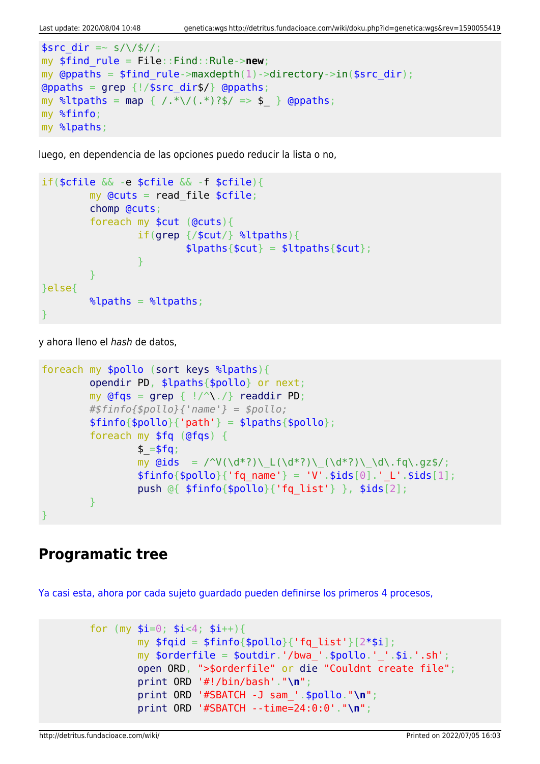```perl
$src_dir =~ s/\/$//;
my $find_rule = File::Find::Rule->new;
my @ppaths = $find_rule->maxdepth(1)->directory->in($src_dir);
@ppaths = grep {!/$src_dir$/} @ppaths;
my %ltpaths = map { /.*\/(.*)?$/ => $_ } @ppaths;
my %finfo;
my %lpaths;
```

luego, en dependencia de las opciones puedo reducir la lista o no,

```perl
if($cfile && -e $cfile && -f $cfile){
        my @cuts = read_file $cfile;
        chomp @cuts;
        foreach my $cut (@cuts){
                if(grep {/$cut/} %ltpaths){
                        $lpaths{$cut} = $ltpaths{$cut};
                }
        }
}else{
        %lpaths = %ltpaths;
}
```

y ahora lleno el *hash* de datos,

```perl
foreach my $pollo (sort keys %lpaths){
        opendir PD, $lpaths{$pollo} or next;
        my @fqs = grep { !/^\./} readdir PD;
        #$finfo{$pollo}{'name'} = $pollo;
        $finfo{$pollo}{'path'} = $lpaths{$pollo};
        foreach my $fq (@fqs) {
                $_=$fq;
                my @ids  = /^V(\d*?)\_L(\d*?)\_(\d*?)\_\d\.fq\.gz$/;
                $finfo{$pollo}{'fq_name'} = 'V'.$ids[0].'_L'.$ids[1];
                push @{ $finfo{$pollo}{'fq_list'} }, $ids[2];
        }
}
```

## Programatic tree

Ya casi esta, ahora por cada sujeto guardado pueden definirse los primeros 4 procesos,

```perl
        for (my $i=0; $i<4; $i++){
                my $fqid = $finfo{$pollo}{'fq_list'}[2*$i];
                my $orderfile = $outdir.'/bwa_'.$pollo.'_'.$i.'.sh';
                open ORD, ">$orderfile" or die "Couldnt create file";
                print ORD '#!/bin/bash'."\n";
                print ORD '#SBATCH -J sam_'.$pollo."\n";
                print ORD '#SBATCH --time=24:0:0'."\n";
```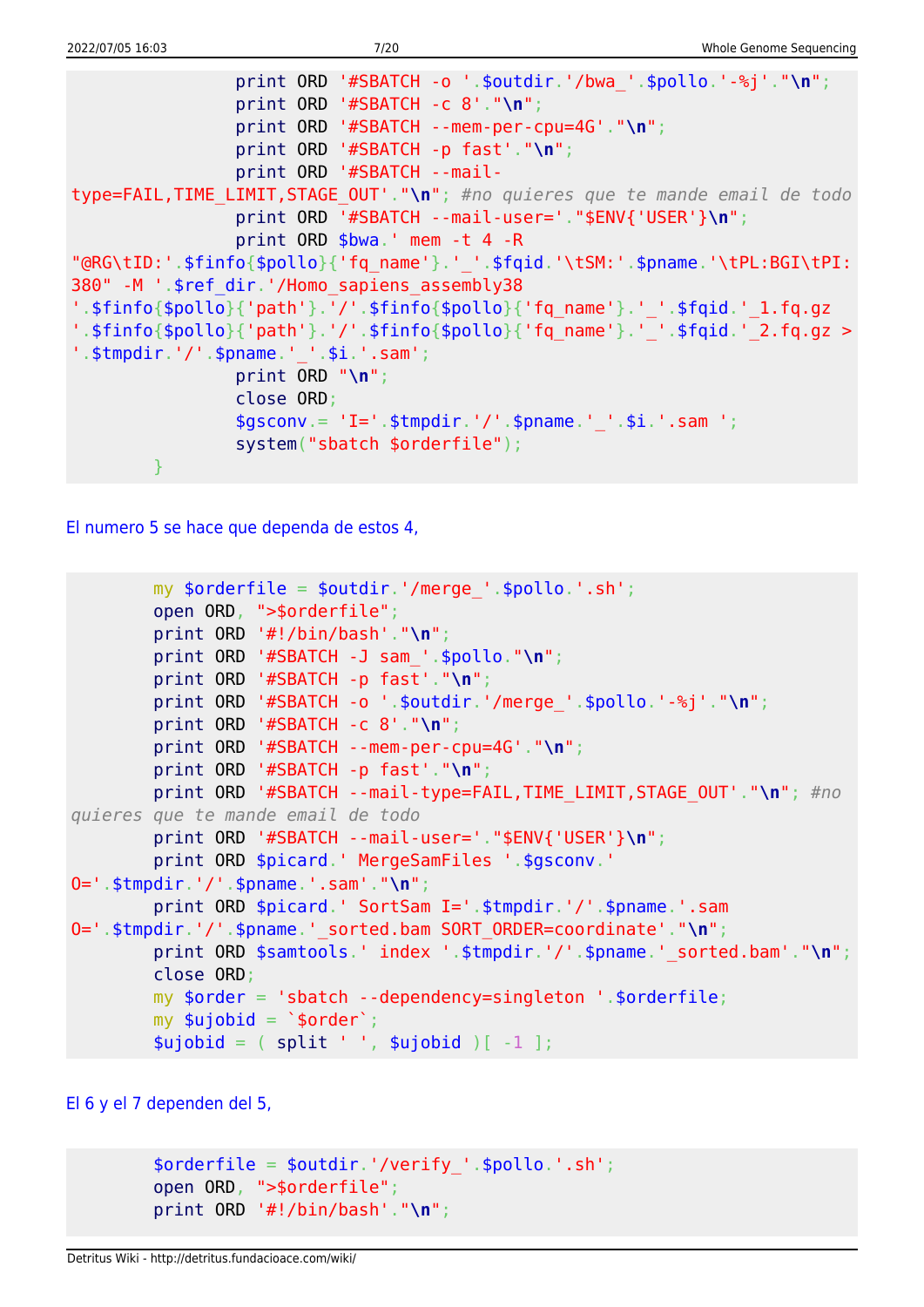```
                print ORD '#SBATCH -o '.$outdir.'/bwa_'.$pollo.'-%j'."\n";
                print ORD '#SBATCH -c 8'."\n";
                print ORD '#SBATCH --mem-per-cpu=4G'."\n";
                print ORD '#SBATCH -p fast'."\n";
                print ORD '#SBATCH --mail-type=FAIL,TIME_LIMIT,STAGE_OUT'."\n"; #no quieres que te mande email de todo
                print ORD '#SBATCH --mail-user='."$ENV{'USER'}\n";
                print ORD $bwa.' mem -t 4 -R "@RG\tID:'.$finfo{$pollo}{'fq_name'}.'_'.$fqid.'\tSM:'.$pname.'\tPL:BGI\tPI:380" -M '.$ref_dir.'/Homo_sapiens_assembly38 '.$finfo{$pollo}{'path'}.'/'.$finfo{$pollo}{'fq_name'}.'_'.$fqid.'_1.fq.gz '.$finfo{$pollo}{'path'}.'/'.$finfo{$pollo}{'fq_name'}.'_'.$fqid.'_2.fq.gz > '.$tmpdir.'/'.$pname.'_'.$i.'.sam';
                print ORD "\n";
                close ORD;
                $gsconv.= 'I='.$tmpdir.'/'.$pname.'_'.$i.'.sam ';
                system("sbatch $orderfile");
        }
```

El numero 5 se hace que dependa de estos 4,

```
        my $orderfile = $outdir.'/merge_'.$pollo.'.sh';
        open ORD, ">$orderfile";
        print ORD '#!/bin/bash'."\n";
        print ORD '#SBATCH -J sam_'.$pollo."\n";
        print ORD '#SBATCH -p fast'."\n";
        print ORD '#SBATCH -o '.$outdir.'/merge_'.$pollo.'-%j'."\n";
        print ORD '#SBATCH -c 8'."\n";
        print ORD '#SBATCH --mem-per-cpu=4G'."\n";
        print ORD '#SBATCH -p fast'."\n";
        print ORD '#SBATCH --mail-type=FAIL,TIME_LIMIT,STAGE_OUT'."\n"; #no quieres que te mande email de todo
        print ORD '#SBATCH --mail-user='."$ENV{'USER'}\n";
        print ORD $picard.' MergeSamFiles '.$gsconv.' O='.$tmpdir.'/'.$pname.'.sam'."\n";
        print ORD $picard.' SortSam I='.$tmpdir.'/'.$pname.'.sam O='.$tmpdir.'/'.$pname.'_sorted.bam SORT_ORDER=coordinate'."\n";
        print ORD $samtools.' index '.$tmpdir.'/'.$pname.'_sorted.bam'."\n";
        close ORD;
        my $order = 'sbatch --dependency=singleton '.$orderfile;
        my $ujobid = `$order`;
        $ujobid = ( split ' ', $ujobid )[ -1 ];
```

El 6 y el 7 dependen del 5,

```
        $orderfile = $outdir.'/verify_'.$pollo.'.sh';
        open ORD, ">$orderfile";
        print ORD '#!/bin/bash'."\n";
```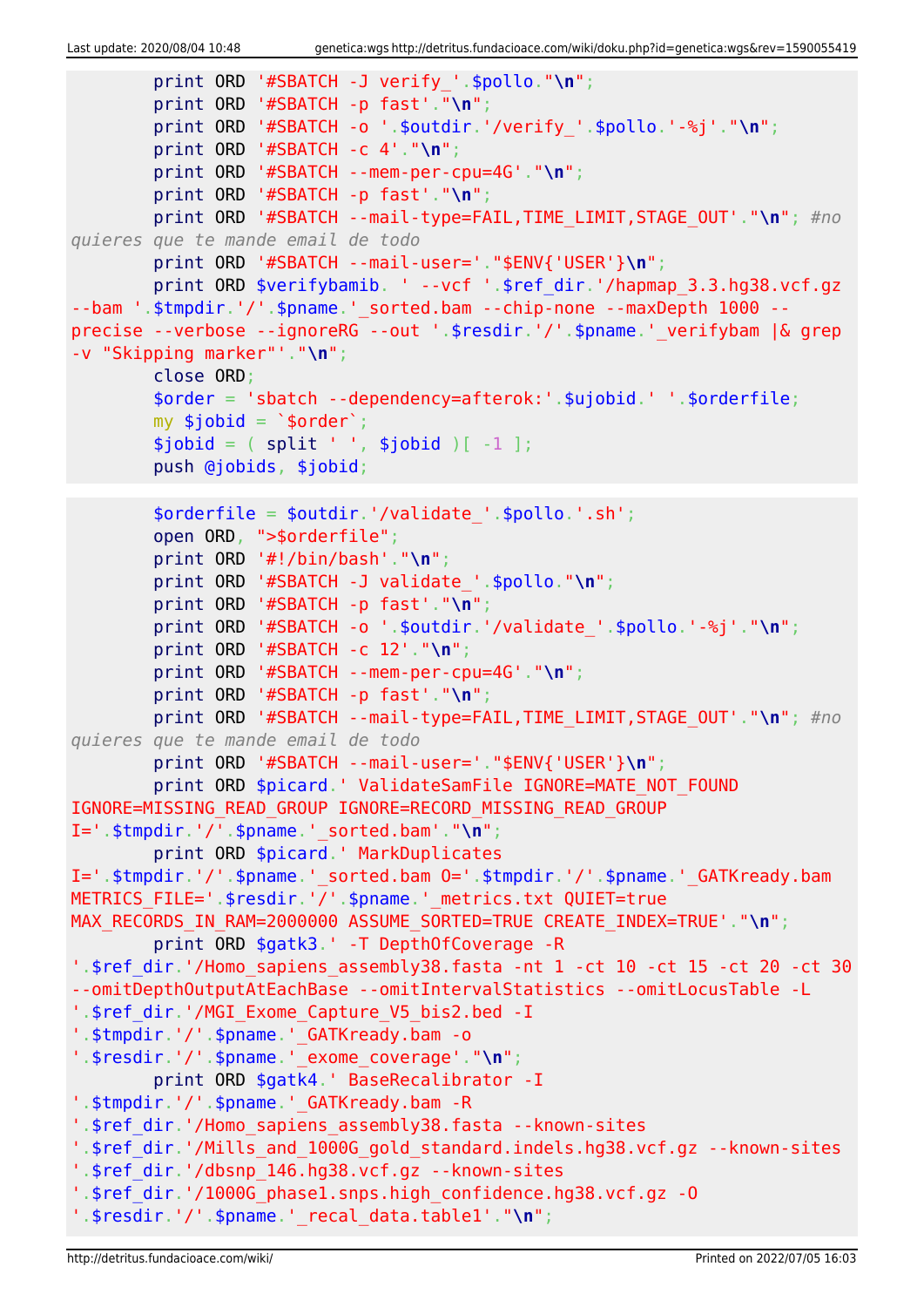```
        print ORD '#SBATCH -J verify_'.$pollo."\n";
        print ORD '#SBATCH -p fast'."\n";
        print ORD '#SBATCH -o '.$outdir.'/verify_'.$pollo.'-%j'."\n";
        print ORD '#SBATCH -c 4'."\n";
        print ORD '#SBATCH --mem-per-cpu=4G'."\n";
        print ORD '#SBATCH -p fast'."\n";
        print ORD '#SBATCH --mail-type=FAIL,TIME_LIMIT,STAGE_OUT'."\n"; #no
quieres que te mande email de todo
        print ORD '#SBATCH --mail-user='."$ENV{'USER'}\n";
        print ORD $verifybamib. ' --vcf '.$ref_dir.'/hapmap_3.3.hg38.vcf.gz
--bam '.$tmpdir.'/'.$pname.'_sorted.bam --chip-none --maxDepth 1000 --
precise --verbose --ignoreRG --out '.$resdir.'/'.$pname.'_verifybam |& grep
-v "Skipping marker"'."\n";
        close ORD;
        $order = 'sbatch --dependency=afterok:'.$ujobid.' '.$orderfile;
        my $jobid = `$order`;
        $jobid = ( split ' ', $jobid )[ -1 ];
        push @jobids, $jobid;
```

```
        $orderfile = $outdir.'/validate_'.$pollo.'.sh';
        open ORD, ">$orderfile";
        print ORD '#!/bin/bash'."\n";
        print ORD '#SBATCH -J validate_'.$pollo."\n";
        print ORD '#SBATCH -p fast'."\n";
        print ORD '#SBATCH -o '.$outdir.'/validate_'.$pollo.'-%j'."\n";
        print ORD '#SBATCH -c 12'."\n";
        print ORD '#SBATCH --mem-per-cpu=4G'."\n";
        print ORD '#SBATCH -p fast'."\n";
        print ORD '#SBATCH --mail-type=FAIL,TIME_LIMIT,STAGE_OUT'."\n"; #no
quieres que te mande email de todo
        print ORD '#SBATCH --mail-user='."$ENV{'USER'}\n";
        print ORD $picard.' ValidateSamFile IGNORE=MATE_NOT_FOUND
IGNORE=MISSING_READ_GROUP IGNORE=RECORD_MISSING_READ_GROUP
I='.$tmpdir.'/'.$pname.'_sorted.bam'."\n";
        print ORD $picard.' MarkDuplicates
I='.$tmpdir.'/'.$pname.'_sorted.bam O='.$tmpdir.'/'.$pname.'_GATKready.bam
METRICS_FILE='.$resdir.'/'.$pname.'_metrics.txt QUIET=true
MAX_RECORDS_IN_RAM=2000000 ASSUME_SORTED=TRUE CREATE_INDEX=TRUE'."\n";
        print ORD $gatk3.' -T DepthOfCoverage -R
'.$ref_dir.'/Homo_sapiens_assembly38.fasta -nt 1 -ct 10 -ct 15 -ct 20 -ct 30
--omitDepthOutputAtEachBase --omitIntervalStatistics --omitLocusTable -L
'.$ref_dir.'/MGI_Exome_Capture_V5_bis2.bed -I
'.$tmpdir.'/'.$pname.'_GATKready.bam -o
'.$resdir.'/'.$pname.'_exome_coverage'."\n";
        print ORD $gatk4.' BaseRecalibrator -I
'.$tmpdir.'/'.$pname.'_GATKready.bam -R
'.$ref_dir.'/Homo_sapiens_assembly38.fasta --known-sites
'.$ref_dir.'/Mills_and_1000G_gold_standard.indels.hg38.vcf.gz --known-sites
'.$ref_dir.'/dbsnp_146.hg38.vcf.gz --known-sites
'.$ref_dir.'/1000G_phase1.snps.high_confidence.hg38.vcf.gz -O
'.$resdir.'/'.$pname.'_recal_data.table1'."\n";
```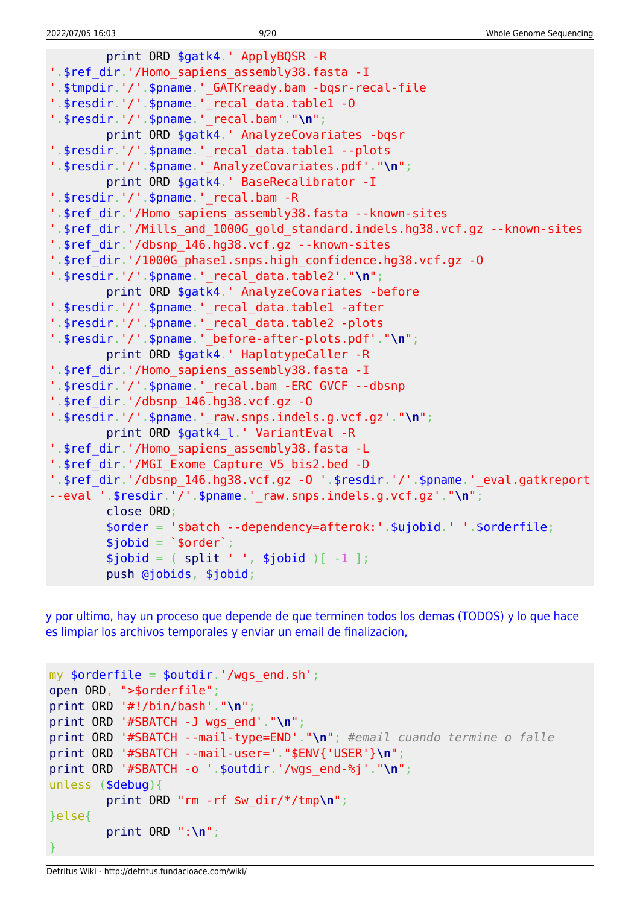```
        print ORD $gatk4.' ApplyBQSR -R
'.$ref_dir.'/Homo_sapiens_assembly38.fasta -I
'.$tmpdir.'/'.$pname.'_GATKready.bam -bqsr-recal-file
'.$resdir.'/'.$pname.'_recal_data.table1 -O
'.$resdir.'/'.$pname.'_recal.bam'."\n";
        print ORD $gatk4.' AnalyzeCovariates -bqsr
'.$resdir.'/'.$pname.'_recal_data.table1 --plots
'.$resdir.'/'.$pname.'_AnalyzeCovariates.pdf'."\n";
        print ORD $gatk4.' BaseRecalibrator -I
'.$resdir.'/'.$pname.'_recal.bam -R
'.$ref_dir.'/Homo_sapiens_assembly38.fasta --known-sites
'.$ref_dir.'/Mills_and_1000G_gold_standard.indels.hg38.vcf.gz --known-sites
'.$ref_dir.'/dbsnp_146.hg38.vcf.gz --known-sites
'.$ref_dir.'/1000G_phase1.snps.high_confidence.hg38.vcf.gz -O
'.$resdir.'/'.$pname.'_recal_data.table2'."\n";
        print ORD $gatk4.' AnalyzeCovariates -before
'.$resdir.'/'.$pname.'_recal_data.table1 -after
'.$resdir.'/'.$pname.'_recal_data.table2 -plots
'.$resdir.'/'.$pname.'_before-after-plots.pdf'."\n";
        print ORD $gatk4.' HaplotypeCaller -R
'.$ref_dir.'/Homo_sapiens_assembly38.fasta -I
'.$resdir.'/'.$pname.'_recal.bam -ERC GVCF --dbsnp
'.$ref_dir.'/dbsnp_146.hg38.vcf.gz -O
'.$resdir.'/'.$pname.'_raw.snps.indels.g.vcf.gz'."\n";
        print ORD $gatk4_l.' VariantEval -R
'.$ref_dir.'/Homo_sapiens_assembly38.fasta -L
'.$ref_dir.'/MGI_Exome_Capture_V5_bis2.bed -D
'.$ref_dir.'/dbsnp_146.hg38.vcf.gz -O '.$resdir.'/'.$pname.'_eval.gatkreport
--eval '.$resdir.'/'.$pname.'_raw.snps.indels.g.vcf.gz'."\n";
        close ORD;
        $order = 'sbatch --dependency=afterok:'.$ujobid.' '.$orderfile;
        $jobid = `$order`;
        $jobid = ( split ' ', $jobid )[ -1 ];
        push @jobids, $jobid;
```

y por ultimo, hay un proceso que depende de que terminen todos los demas (TODOS) y lo que hace es limpiar los archivos temporales y enviar un email de finalizacion,

```
my $orderfile = $outdir.'/wgs_end.sh';
open ORD, ">$orderfile";
print ORD '#!/bin/bash'."\n";
print ORD '#SBATCH -J wgs_end'."\n";
print ORD '#SBATCH --mail-type=END'."\n"; #email cuando termine o falle
print ORD '#SBATCH --mail-user='."$ENV{'USER'}\n";
print ORD '#SBATCH -o '.$outdir.'/wgs_end-%j'."\n";
unless ($debug){
        print ORD "rm -rf $w_dir/*/tmp\n";
}else{
        print ORD ":\n";
}
```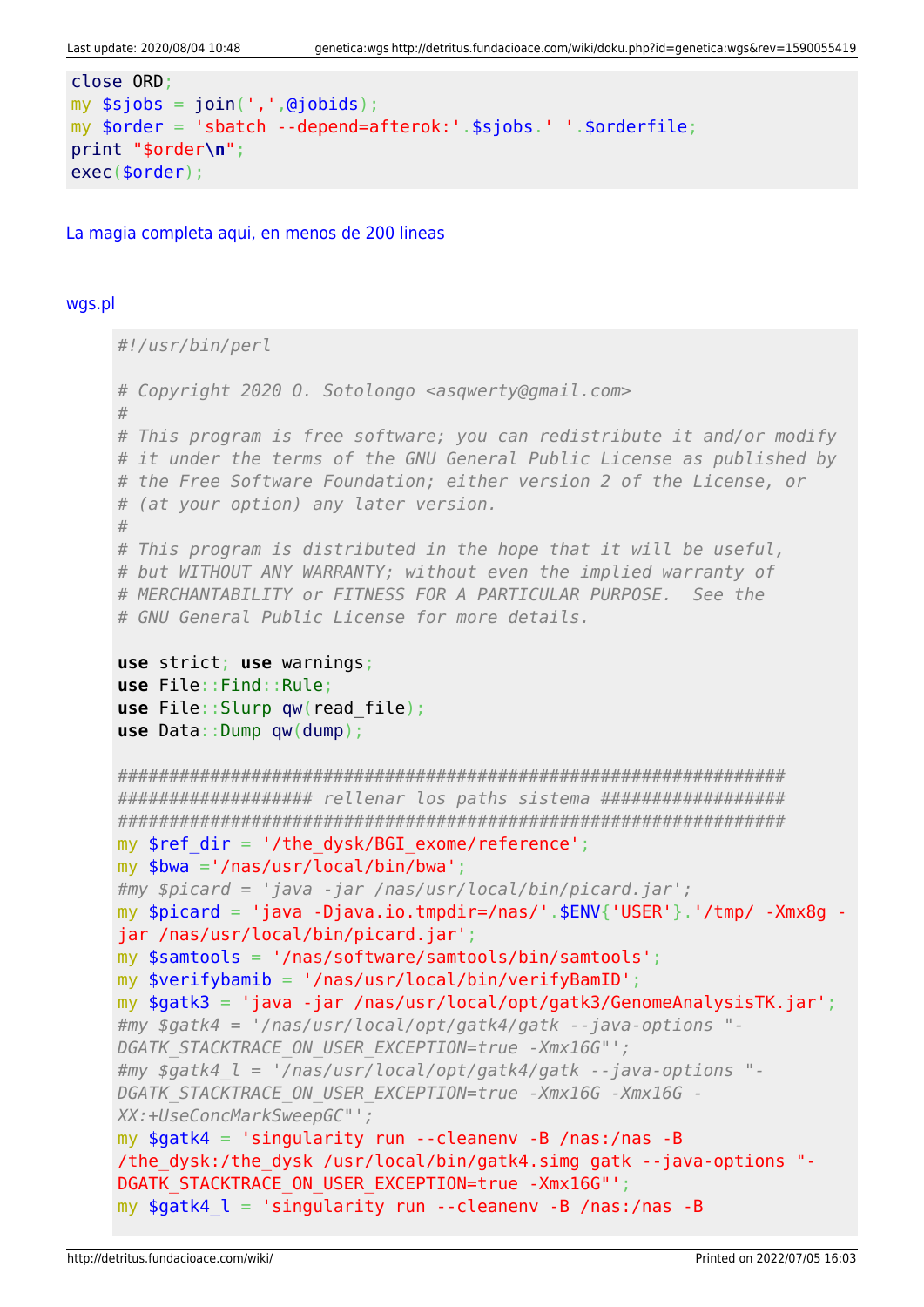```perl
close ORD;
my $sjobs = join(',',@jobids);
my $order = 'sbatch --depend=afterok:'.$sjobs.' '.$orderfile;
print "$order\n";
exec($order);
```

La magia completa aqui, en menos de 200 lineas

wgs.pl

```perl
#!/usr/bin/perl

# Copyright 2020 O. Sotolongo <asqwerty@gmail.com>
#
# This program is free software; you can redistribute it and/or modify
# it under the terms of the GNU General Public License as published by
# the Free Software Foundation; either version 2 of the License, or
# (at your option) any later version.
#
# This program is distributed in the hope that it will be useful,
# but WITHOUT ANY WARRANTY; without even the implied warranty of
# MERCHANTABILITY or FITNESS FOR A PARTICULAR PURPOSE.  See the
# GNU General Public License for more details.

use strict; use warnings;
use File::Find::Rule;
use File::Slurp qw(read_file);
use Data::Dump qw(dump);

####################################################################
################### rellenar los paths sistema ##################
####################################################################
my $ref_dir = '/the_dysk/BGI_exome/reference';
my $bwa ='/nas/usr/local/bin/bwa';
#my $picard = 'java -jar /nas/usr/local/bin/picard.jar';
my $picard = 'java -Djava.io.tmpdir=/nas/'.$ENV{'USER'}.'/tmp/ -Xmx8g -jar /nas/usr/local/bin/picard.jar';
my $samtools = '/nas/software/samtools/bin/samtools';
my $verifybamib = '/nas/usr/local/bin/verifyBamID';
my $gatk3 = 'java -jar /nas/usr/local/opt/gatk3/GenomeAnalysisTK.jar';
#my $gatk4 = '/nas/usr/local/opt/gatk4/gatk --java-options "-DGATK_STACKTRACE_ON_USER_EXCEPTION=true -Xmx16G"';
#my $gatk4_l = '/nas/usr/local/opt/gatk4/gatk --java-options "-DGATK_STACKTRACE_ON_USER_EXCEPTION=true -Xmx16G -Xmx16G -XX:+UseConcMarkSweepGC"';
my $gatk4 = 'singularity run --cleanenv -B /nas:/nas -B /the_dysk:/the_dysk /usr/local/bin/gatk4.simg gatk --java-options "-DGATK_STACKTRACE_ON_USER_EXCEPTION=true -Xmx16G"';
my $gatk4_l = 'singularity run --cleanenv -B /nas:/nas -B
```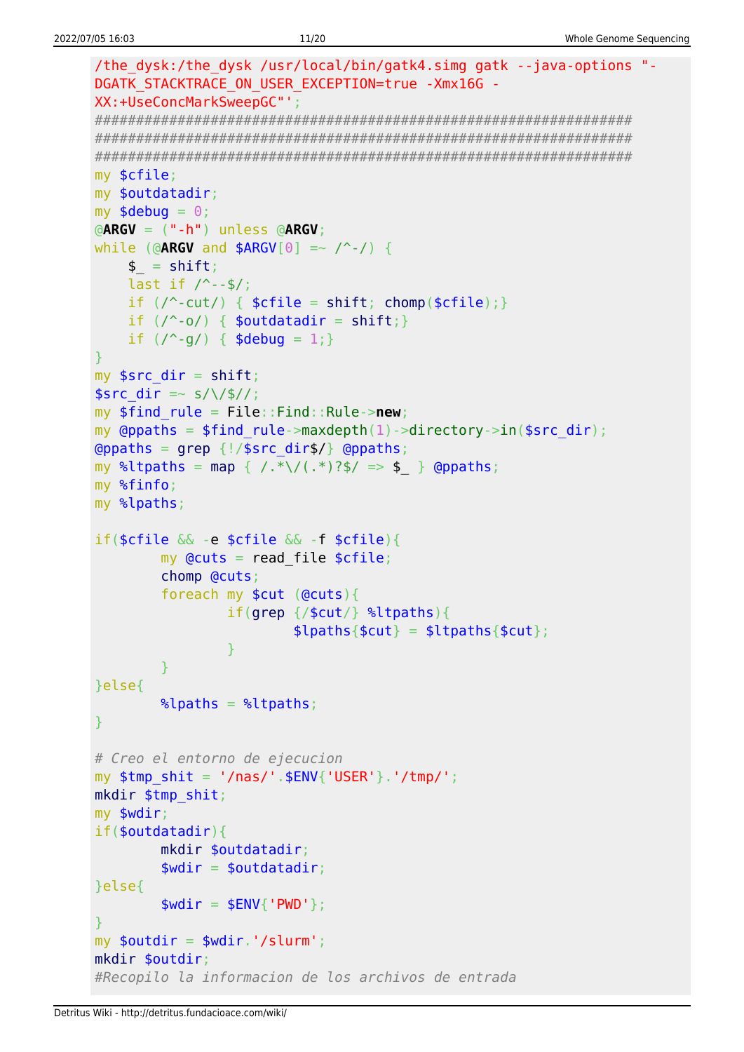```
/the_dysk:/the_dysk /usr/local/bin/gatk4.simg gatk --java-options "-DGATK_STACKTRACE_ON_USER_EXCEPTION=true -Xmx16G -XX:+UseConcMarkSweepGC"';
###############################################################
###############################################################
###############################################################
my $cfile;
my $outdatadir;
my $debug = 0;
@ARGV = ("-h") unless @ARGV;
while (@ARGV and $ARGV[0] =~ /^-/) {
    $_ = shift;
    last if /^--$/;
    if (/^-cut/) { $cfile = shift; chomp($cfile);}
    if (/^-o/) { $outdatadir = shift;}
    if (/^-g/) { $debug = 1;}
}
my $src_dir = shift;
$src_dir =~ s/\/$//;
my $find_rule = File::Find::Rule->new;
my @ppaths = $find_rule->maxdepth(1)->directory->in($src_dir);
@ppaths = grep {!/$src_dir$/} @ppaths;
my %ltpaths = map { /.*\/(.*)?$/ => $_ } @ppaths;
my %finfo;
my %lpaths;

if($cfile && -e $cfile && -f $cfile){
        my @cuts = read_file $cfile;
        chomp @cuts;
        foreach my $cut (@cuts){
                if(grep {/$cut/} %ltpaths){
                        $lpaths{$cut} = $ltpaths{$cut};
                }
        }
}else{
        %lpaths = %ltpaths;
}

# Creo el entorno de ejecucion
my $tmp_shit = '/nas/'.$ENV{'USER'}.'/tmp/';
mkdir $tmp_shit;
my $wdir;
if($outdatadir){
        mkdir $outdatadir;
        $wdir = $outdatadir;
}else{
        $wdir = $ENV{'PWD'};
}
my $outdir = $wdir.'/slurm';
mkdir $outdir;
#Recopilo la informacion de los archivos de entrada
```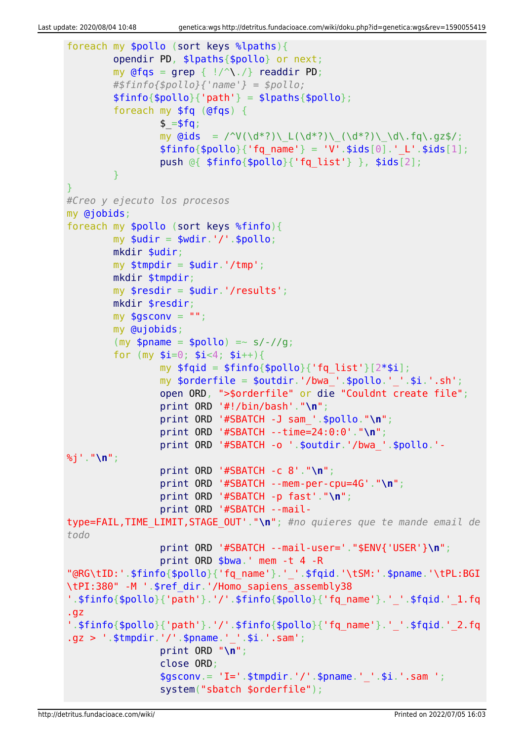```
foreach my $pollo (sort keys %lpaths){
        opendir PD, $lpaths{$pollo} or next;
        my @fqs = grep { !/^\./} readdir PD;
        #$finfo{$pollo}{'name'} = $pollo;
        $finfo{$pollo}{'path'} = $lpaths{$pollo};
        foreach my $fq (@fqs) {
                $_=$fq;
                my @ids  = /^V(\d*?)\_L(\d*?)\_(\d*?)\_\d\.fq\.gz$/;
                $finfo{$pollo}{'fq_name'} = 'V'.$ids[0].'_L'.$ids[1];
                push @{ $finfo{$pollo}{'fq_list'} }, $ids[2];
        }
}
#Creo y ejecuto los procesos
my @jobids;
foreach my $pollo (sort keys %finfo){
        my $udir = $wdir.'/'.$pollo;
        mkdir $udir;
        my $tmpdir = $udir.'/tmp';
        mkdir $tmpdir;
        my $resdir = $udir.'/results';
        mkdir $resdir;
        my $gsconv = "";
        my @ujobids;
        (my $pname = $pollo) =~ s/-//g;
        for (my $i=0; $i<4; $i++){
                my $fqid = $finfo{$pollo}{'fq_list'}[2*$i];
                my $orderfile = $outdir.'/bwa_'.$pollo.'_'.$i.'.sh';
                open ORD, ">$orderfile" or die "Couldnt create file";
                print ORD '#!/bin/bash'."\n";
                print ORD '#SBATCH -J sam_'.$pollo."\n";
                print ORD '#SBATCH --time=24:0:0'."\n";
                print ORD '#SBATCH -o '.$outdir.'/bwa_'.$pollo.'-%j'."\n";
                print ORD '#SBATCH -c 8'."\n";
                print ORD '#SBATCH --mem-per-cpu=4G'."\n";
                print ORD '#SBATCH -p fast'."\n";
                print ORD '#SBATCH --mail-type=FAIL,TIME_LIMIT,STAGE_OUT'."\n"; #no quieres que te mande email de todo
                print ORD '#SBATCH --mail-user='."$ENV{'USER'}\n";
                print ORD $bwa.' mem -t 4 -R "@RG\tID:'.$finfo{$pollo}{'fq_name'}.'_'.$fqid.'\tSM:'.$pname.'\tPL:BGI\tPI:380" -M '.$ref_dir.'/Homo_sapiens_assembly38 '.$finfo{$pollo}{'path'}.'/'.$finfo{$pollo}{'fq_name'}.'_'.$fqid.'_1.fq.gz '.$finfo{$pollo}{'path'}.'/'.$finfo{$pollo}{'fq_name'}.'_'.$fqid.'_2.fq.gz > '.$tmpdir.'/'.$pname.'_'.$i.'.sam';
                print ORD "\n";
                close ORD;
                $gsconv.= 'I='.$tmpdir.'/'.$pname.'_'.$i.'.sam ';
                system("sbatch $orderfile");
```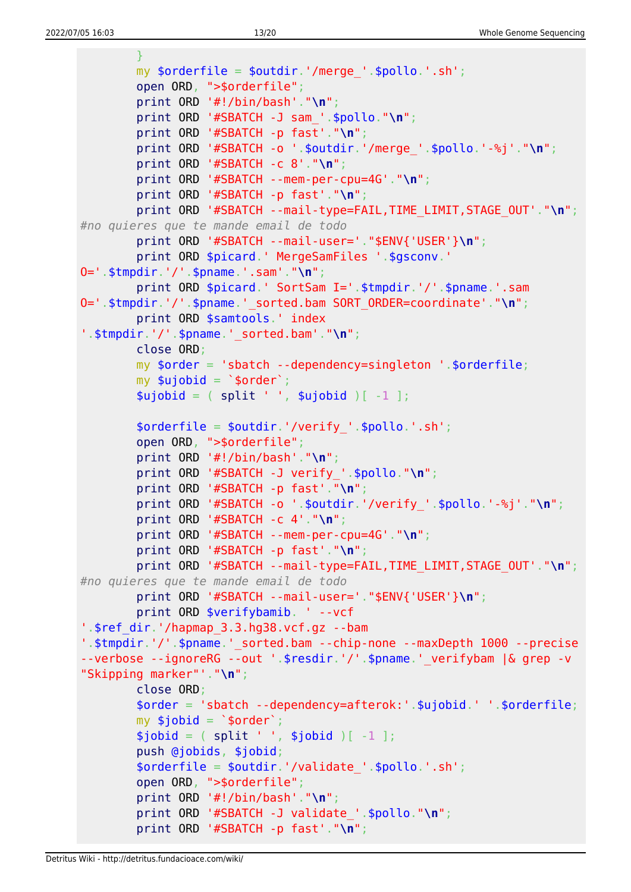```
        }
        my $orderfile = $outdir.'/merge_'.$pollo.'.sh';
        open ORD, ">$orderfile";
        print ORD '#!/bin/bash'."\n";
        print ORD '#SBATCH -J sam_'.$pollo."\n";
        print ORD '#SBATCH -p fast'."\n";
        print ORD '#SBATCH -o '.$outdir.'/merge_'.$pollo.'-%j'."\n";
        print ORD '#SBATCH -c 8'."\n";
        print ORD '#SBATCH --mem-per-cpu=4G'."\n";
        print ORD '#SBATCH -p fast'."\n";
        print ORD '#SBATCH --mail-type=FAIL,TIME_LIMIT,STAGE_OUT'."\n";
#no quieres que te mande email de todo
        print ORD '#SBATCH --mail-user='."$ENV{'USER'}\n";
        print ORD $picard.' MergeSamFiles '.$gsconv.'
O='.$tmpdir.'/'.$pname.'.sam'."\n";
        print ORD $picard.' SortSam I='.$tmpdir.'/'.$pname.'.sam
O='.$tmpdir.'/'.$pname.'_sorted.bam SORT_ORDER=coordinate'."\n";
        print ORD $samtools.' index
'.$tmpdir.'/'.$pname.'_sorted.bam'."\n";
        close ORD;
        my $order = 'sbatch --dependency=singleton '.$orderfile;
        my $ujobid = `$order`;
        $ujobid = ( split ' ', $ujobid )[ -1 ];

        $orderfile = $outdir.'/verify_'.$pollo.'.sh';
        open ORD, ">$orderfile";
        print ORD '#!/bin/bash'."\n";
        print ORD '#SBATCH -J verify_'.$pollo."\n";
        print ORD '#SBATCH -p fast'."\n";
        print ORD '#SBATCH -o '.$outdir.'/verify_'.$pollo.'-%j'."\n";
        print ORD '#SBATCH -c 4'."\n";
        print ORD '#SBATCH --mem-per-cpu=4G'."\n";
        print ORD '#SBATCH -p fast'."\n";
        print ORD '#SBATCH --mail-type=FAIL,TIME_LIMIT,STAGE_OUT'."\n";
#no quieres que te mande email de todo
        print ORD '#SBATCH --mail-user='."$ENV{'USER'}\n";
        print ORD $verifybamib. ' --vcf
'.$ref_dir.'/hapmap_3.3.hg38.vcf.gz --bam
'.$tmpdir.'/'.$pname.'_sorted.bam --chip-none --maxDepth 1000 --precise
--verbose --ignoreRG --out '.$resdir.'/'.$pname.'_verifybam |& grep -v
"Skipping marker"'."\n";
        close ORD;
        $order = 'sbatch --dependency=afterok:'.$ujobid.' '.$orderfile;
        my $jobid = `$order`;
        $jobid = ( split ' ', $jobid )[ -1 ];
        push @jobids, $jobid;
        $orderfile = $outdir.'/validate_'.$pollo.'.sh';
        open ORD, ">$orderfile";
        print ORD '#!/bin/bash'."\n";
        print ORD '#SBATCH -J validate_'.$pollo."\n";
        print ORD '#SBATCH -p fast'."\n";
```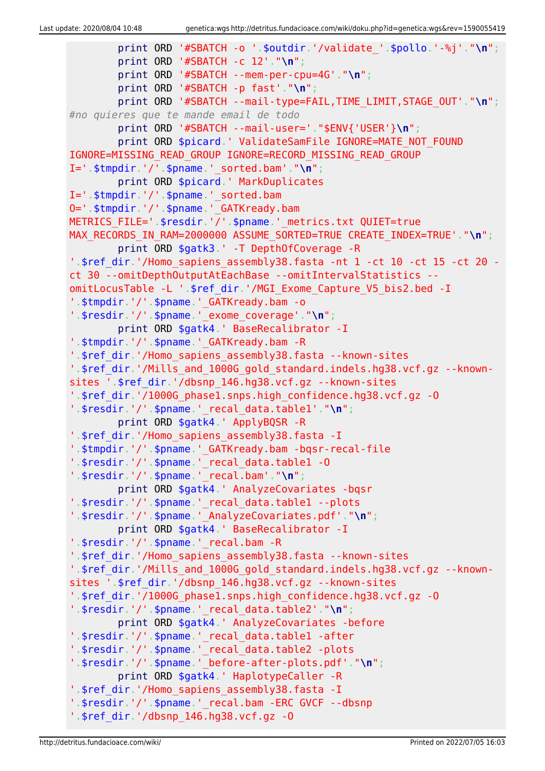```
        print ORD '#SBATCH -o '.$outdir.'/validate_'.$pollo.'-%j'."\n";
        print ORD '#SBATCH -c 12'."\n";
        print ORD '#SBATCH --mem-per-cpu=4G'."\n";
        print ORD '#SBATCH -p fast'."\n";
        print ORD '#SBATCH --mail-type=FAIL,TIME_LIMIT,STAGE_OUT'."\n";
#no quieres que te mande email de todo
        print ORD '#SBATCH --mail-user='."$ENV{'USER'}\n";
        print ORD $picard.' ValidateSamFile IGNORE=MATE_NOT_FOUND
IGNORE=MISSING_READ_GROUP IGNORE=RECORD_MISSING_READ_GROUP
I='.$tmpdir.'/'.$pname.'_sorted.bam'."\n";
        print ORD $picard.' MarkDuplicates
I='.$tmpdir.'/'.$pname.'_sorted.bam
O='.$tmpdir.'/'.$pname.'_GATKready.bam
METRICS_FILE='.$resdir.'/'.$pname.'_metrics.txt QUIET=true
MAX_RECORDS_IN_RAM=2000000 ASSUME_SORTED=TRUE CREATE_INDEX=TRUE'."\n";
        print ORD $gatk3.' -T DepthOfCoverage -R
'.$ref_dir.'/Homo_sapiens_assembly38.fasta -nt 1 -ct 10 -ct 15 -ct 20 -
ct 30 --omitDepthOutputAtEachBase --omitIntervalStatistics --
omitLocusTable -L '.$ref_dir.'/MGI_Exome_Capture_V5_bis2.bed -I
'.$tmpdir.'/'.$pname.'_GATKready.bam -o
'.$resdir.'/'.$pname.'_exome_coverage'."\n";
        print ORD $gatk4.' BaseRecalibrator -I
'.$tmpdir.'/'.$pname.'_GATKready.bam -R
'.$ref_dir.'/Homo_sapiens_assembly38.fasta --known-sites
'.$ref_dir.'/Mills_and_1000G_gold_standard.indels.hg38.vcf.gz --known-
sites '.$ref_dir.'/dbsnp_146.hg38.vcf.gz --known-sites
'.$ref_dir.'/1000G_phase1.snps.high_confidence.hg38.vcf.gz -O
'.$resdir.'/'.$pname.'_recal_data.table1'."\n";
        print ORD $gatk4.' ApplyBQSR -R
'.$ref_dir.'/Homo_sapiens_assembly38.fasta -I
'.$tmpdir.'/'.$pname.'_GATKready.bam -bqsr-recal-file
'.$resdir.'/'.$pname.'_recal_data.table1 -O
'.$resdir.'/'.$pname.'_recal.bam'."\n";
        print ORD $gatk4.' AnalyzeCovariates -bqsr
'.$resdir.'/'.$pname.'_recal_data.table1 --plots
'.$resdir.'/'.$pname.'_AnalyzeCovariates.pdf'."\n";
        print ORD $gatk4.' BaseRecalibrator -I
'.$resdir.'/'.$pname.'_recal.bam -R
'.$ref_dir.'/Homo_sapiens_assembly38.fasta --known-sites
'.$ref_dir.'/Mills_and_1000G_gold_standard.indels.hg38.vcf.gz --known-
sites '.$ref_dir.'/dbsnp_146.hg38.vcf.gz --known-sites
'.$ref_dir.'/1000G_phase1.snps.high_confidence.hg38.vcf.gz -O
'.$resdir.'/'.$pname.'_recal_data.table2'."\n";
        print ORD $gatk4.' AnalyzeCovariates -before
'.$resdir.'/'.$pname.'_recal_data.table1 -after
'.$resdir.'/'.$pname.'_recal_data.table2 -plots
'.$resdir.'/'.$pname.'_before-after-plots.pdf'."\n";
        print ORD $gatk4.' HaplotypeCaller -R
'.$ref_dir.'/Homo_sapiens_assembly38.fasta -I
'.$resdir.'/'.$pname.'_recal.bam -ERC GVCF --dbsnp
'.$ref_dir.'/dbsnp_146.hg38.vcf.gz -O
```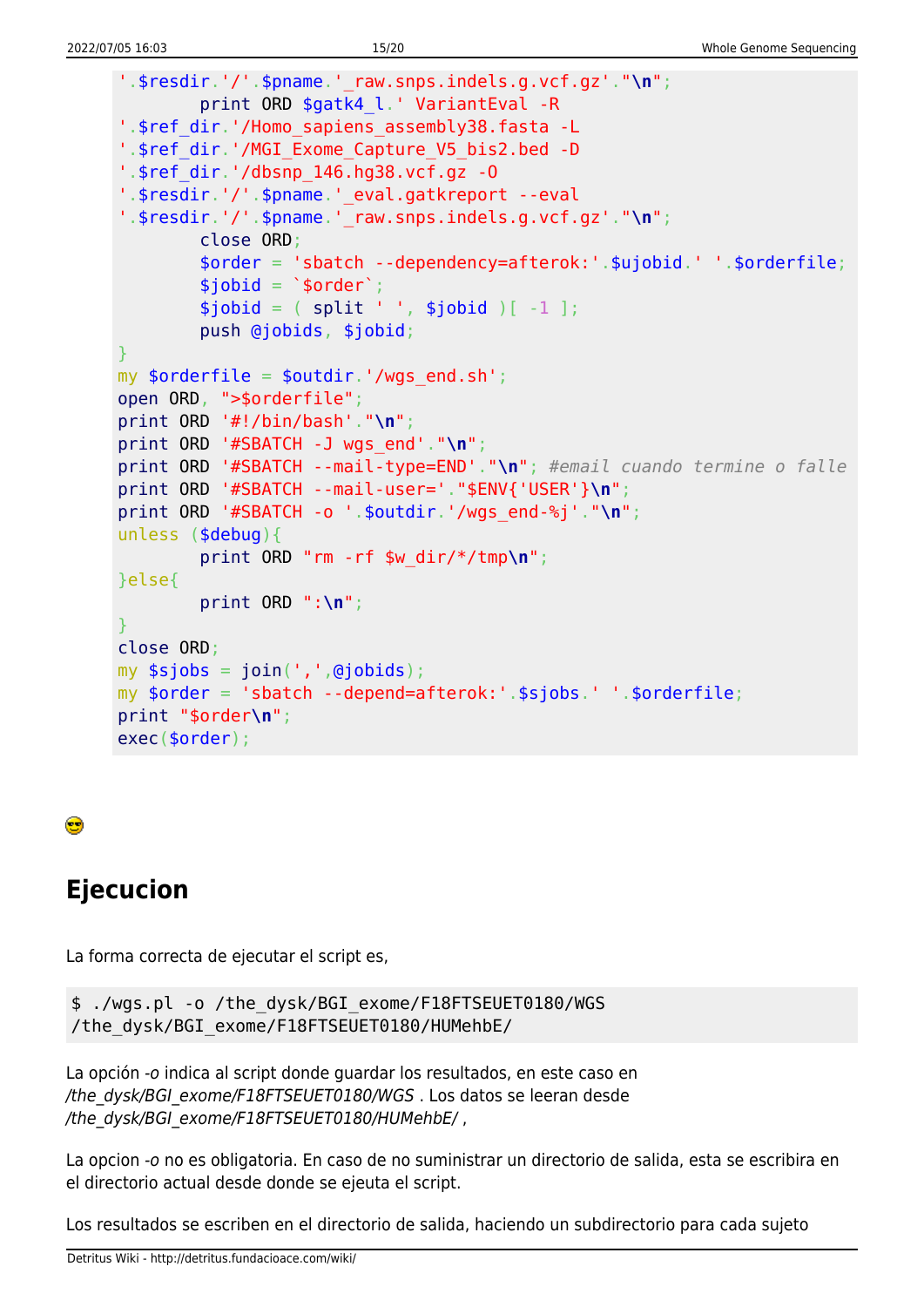```
'.$resdir.'/'.$pname.'_raw.snps.indels.g.vcf.gz'."\n";
        print ORD $gatk4_l.' VariantEval -R
'.$ref_dir.'/Homo_sapiens_assembly38.fasta -L
'.$ref_dir.'/MGI_Exome_Capture_V5_bis2.bed -D
'.$ref_dir.'/dbsnp_146.hg38.vcf.gz -O
'.$resdir.'/'.$pname.'_eval.gatkreport --eval
'.$resdir.'/'.$pname.'_raw.snps.indels.g.vcf.gz'."\n";
        close ORD;
        $order = 'sbatch --dependency=afterok:'.$ujobid.' '.$orderfile;
        $jobid = `$order`;
        $jobid = ( split ' ', $jobid )[ -1 ];
        push @jobids, $jobid;
}
my $orderfile = $outdir.'/wgs_end.sh';
open ORD, ">$orderfile";
print ORD '#!/bin/bash'."\n";
print ORD '#SBATCH -J wgs_end'."\n";
print ORD '#SBATCH --mail-type=END'."\n"; #email cuando termine o falle
print ORD '#SBATCH --mail-user='."$ENV{'USER'}\n";
print ORD '#SBATCH -o '.$outdir.'/wgs_end-%j'."\n";
unless ($debug){
        print ORD "rm -rf $w_dir/*/tmp\n";
}else{
        print ORD ":\n";
}
close ORD;
my $sjobs = join(',',@jobids);
my $order = 'sbatch --depend=afterok:'.$sjobs.' '.$orderfile;
print "$order\n";
exec($order);
```

😎

## Ejecucion

La forma correcta de ejecutar el script es,

```
$ ./wgs.pl -o /the_dysk/BGI_exome/F18FTSEUET0180/WGS
/the_dysk/BGI_exome/F18FTSEUET0180/HUMehbE/
```

La opción *-o* indica al script donde guardar los resultados, en este caso en */the_dysk/BGI_exome/F18FTSEUET0180/WGS* . Los datos se leeran desde */the_dysk/BGI_exome/F18FTSEUET0180/HUMehbE/* ,

La opcion *-o* no es obligatoria. En caso de no suministrar un directorio de salida, esta se escribira en el directorio actual desde donde se ejeuta el script.

Los resultados se escriben en el directorio de salida, haciendo un subdirectorio para cada sujeto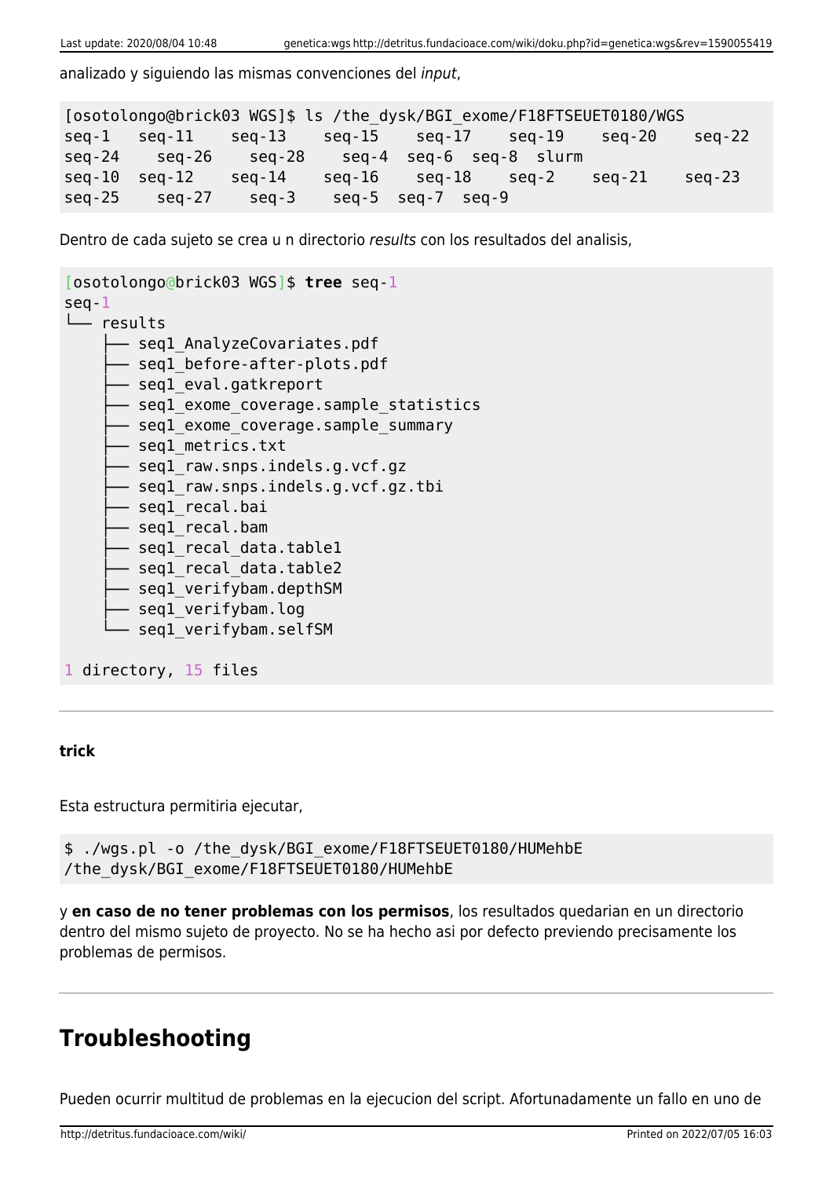analizado y siguiendo las mismas convenciones del *input*,

```
[osotolongo@brick03 WGS]$ ls /the_dysk/BGI_exome/F18FTSEUET0180/WGS
seq-1   seq-11   seq-13   seq-15   seq-17   seq-19   seq-20   seq-22
seq-24   seq-26   seq-28   seq-4  seq-6  seq-8  slurm
seq-10  seq-12   seq-14   seq-16   seq-18   seq-2   seq-21   seq-23
seq-25   seq-27   seq-3   seq-5  seq-7  seq-9
```

Dentro de cada sujeto se crea u n directorio *results* con los resultados del analisis,

```
[osotolongo@brick03 WGS]$ tree seq-1
seq-1
└── results
    ├── seq1_AnalyzeCovariates.pdf
    ├── seq1_before-after-plots.pdf
    ├── seq1_eval.gatkreport
    ├── seq1_exome_coverage.sample_statistics
    ├── seq1_exome_coverage.sample_summary
    ├── seq1_metrics.txt
    ├── seq1_raw.snps.indels.g.vcf.gz
    ├── seq1_raw.snps.indels.g.vcf.gz.tbi
    ├── seq1_recal.bai
    ├── seq1_recal.bam
    ├── seq1_recal_data.table1
    ├── seq1_recal_data.table2
    ├── seq1_verifybam.depthSM
    ├── seq1_verifybam.log
    └── seq1_verifybam.selfSM

1 directory, 15 files
```

---

**trick**

Esta estructura permitiria ejecutar,

```
$ ./wgs.pl -o /the_dysk/BGI_exome/F18FTSEUET0180/HUMehbE
/the_dysk/BGI_exome/F18FTSEUET0180/HUMehbE
```

y **en caso de no tener problemas con los permisos**, los resultados quedarian en un directorio dentro del mismo sujeto de proyecto. No se ha hecho asi por defecto previendo precisamente los problemas de permisos.

---

# Troubleshooting

Pueden ocurrir multitud de problemas en la ejecucion del script. Afortunadamente un fallo en uno de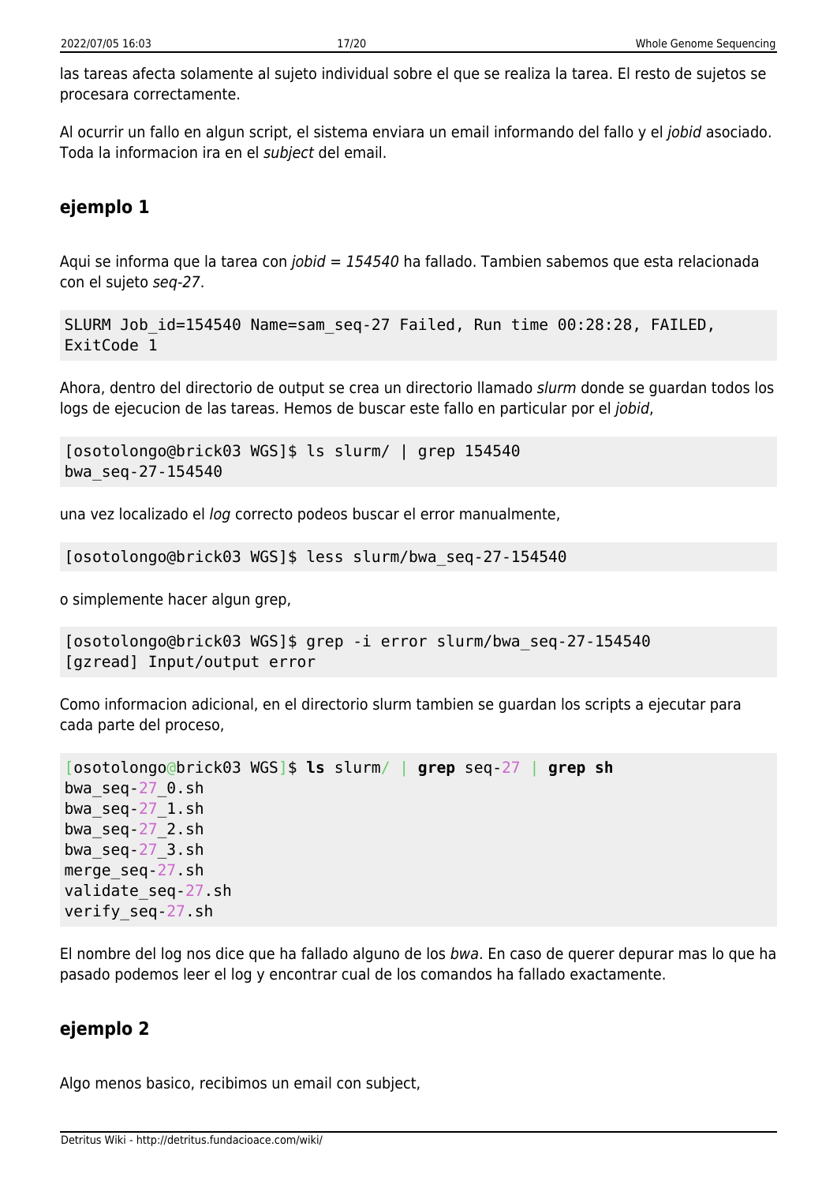las tareas afecta solamente al sujeto individual sobre el que se realiza la tarea. El resto de sujetos se procesara correctamente.

Al ocurrir un fallo en algun script, el sistema enviara un email informando del fallo y el *jobid* asociado. Toda la informacion ira en el *subject* del email.

### ejemplo 1

Aqui se informa que la tarea con *jobid = 154540* ha fallado. Tambien sabemos que esta relacionada con el sujeto *seq-27*.

```
SLURM Job_id=154540 Name=sam_seq-27 Failed, Run time 00:28:28, FAILED, ExitCode 1
```

Ahora, dentro del directorio de output se crea un directorio llamado *slurm* donde se guardan todos los logs de ejecucion de las tareas. Hemos de buscar este fallo en particular por el *jobid*,

```
[osotolongo@brick03 WGS]$ ls slurm/ | grep 154540
bwa_seq-27-154540
```

una vez localizado el *log* correcto podeos buscar el error manualmente,

```
[osotolongo@brick03 WGS]$ less slurm/bwa_seq-27-154540
```

o simplemente hacer algun grep,

```
[osotolongo@brick03 WGS]$ grep -i error slurm/bwa_seq-27-154540
[gzread] Input/output error
```

Como informacion adicional, en el directorio slurm tambien se guardan los scripts a ejecutar para cada parte del proceso,

```
[osotolongo@brick03 WGS]$ ls slurm/ | grep seq-27 | grep sh
bwa_seq-27_0.sh
bwa_seq-27_1.sh
bwa_seq-27_2.sh
bwa_seq-27_3.sh
merge_seq-27.sh
validate_seq-27.sh
verify_seq-27.sh
```

El nombre del log nos dice que ha fallado alguno de los *bwa*. En caso de querer depurar mas lo que ha pasado podemos leer el log y encontrar cual de los comandos ha fallado exactamente.

### ejemplo 2

Algo menos basico, recibimos un email con subject,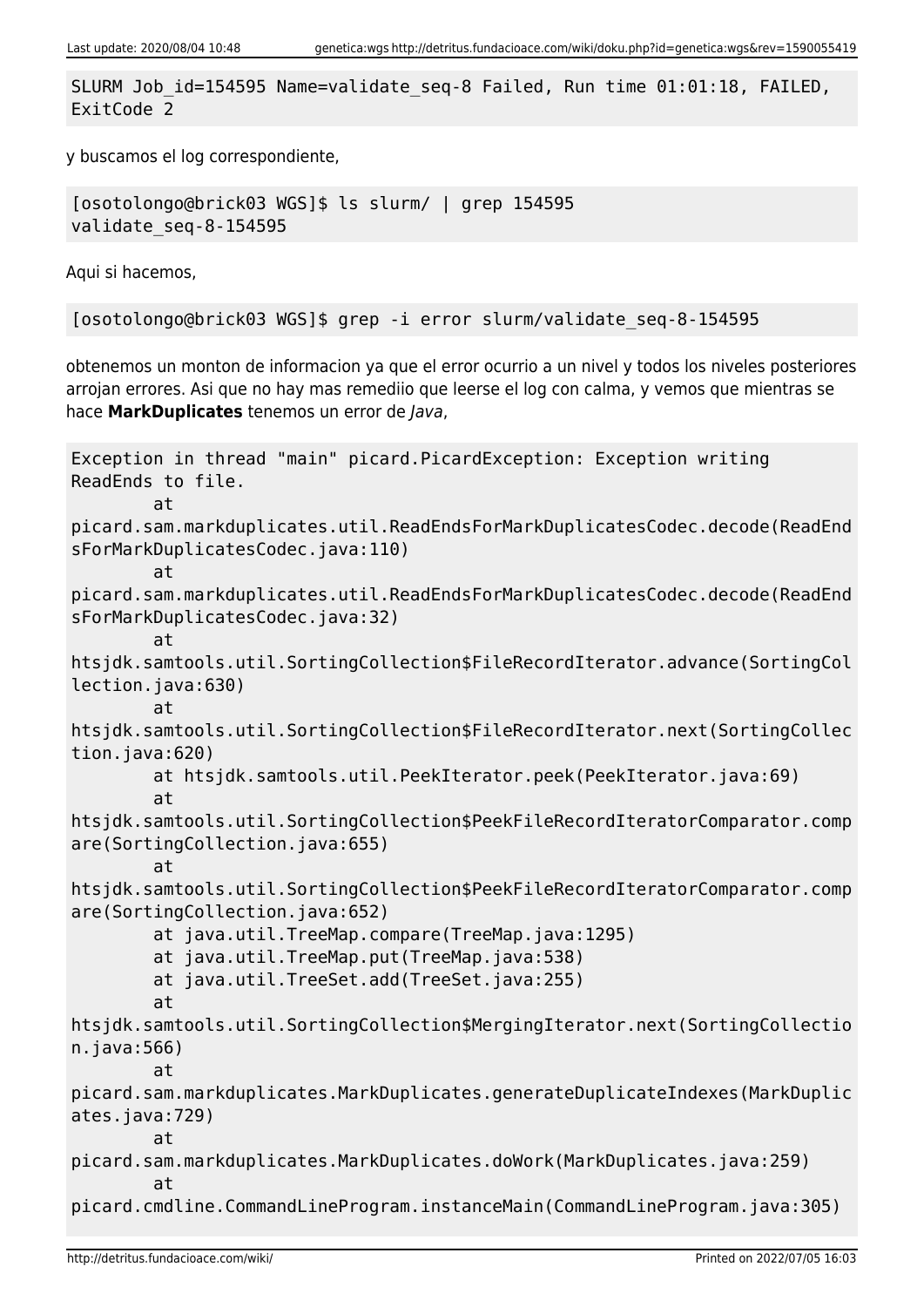```
SLURM Job_id=154595 Name=validate_seq-8 Failed, Run time 01:01:18, FAILED, ExitCode 2
```

y buscamos el log correspondiente,

```
[osotolongo@brick03 WGS]$ ls slurm/ | grep 154595
validate_seq-8-154595
```

Aqui si hacemos,

```
[osotolongo@brick03 WGS]$ grep -i error slurm/validate_seq-8-154595
```

obtenemos un monton de informacion ya que el error ocurrio a un nivel y todos los niveles posteriores arrojan errores. Asi que no hay mas remediio que leerse el log con calma, y vemos que mientras se hace **MarkDuplicates** tenemos un error de *Java*,

```
Exception in thread "main" picard.PicardException: Exception writing ReadEnds to file.
        at picard.sam.markduplicates.util.ReadEndsForMarkDuplicatesCodec.decode(ReadEndsForMarkDuplicatesCodec.java:110)
        at picard.sam.markduplicates.util.ReadEndsForMarkDuplicatesCodec.decode(ReadEndsForMarkDuplicatesCodec.java:32)
        at htsjdk.samtools.util.SortingCollection$FileRecordIterator.advance(SortingCollection.java:630)
        at htsjdk.samtools.util.SortingCollection$FileRecordIterator.next(SortingCollection.java:620)
        at htsjdk.samtools.util.PeekIterator.peek(PeekIterator.java:69)
        at htsjdk.samtools.util.SortingCollection$PeekFileRecordIteratorComparator.compare(SortingCollection.java:655)
        at htsjdk.samtools.util.SortingCollection$PeekFileRecordIteratorComparator.compare(SortingCollection.java:652)
        at java.util.TreeMap.compare(TreeMap.java:1295)
        at java.util.TreeMap.put(TreeMap.java:538)
        at java.util.TreeSet.add(TreeSet.java:255)
        at htsjdk.samtools.util.SortingCollection$MergingIterator.next(SortingCollection.java:566)
        at picard.sam.markduplicates.MarkDuplicates.generateDuplicateIndexes(MarkDuplicates.java:729)
        at picard.sam.markduplicates.MarkDuplicates.doWork(MarkDuplicates.java:259)
        at picard.cmdline.CommandLineProgram.instanceMain(CommandLineProgram.java:305)
```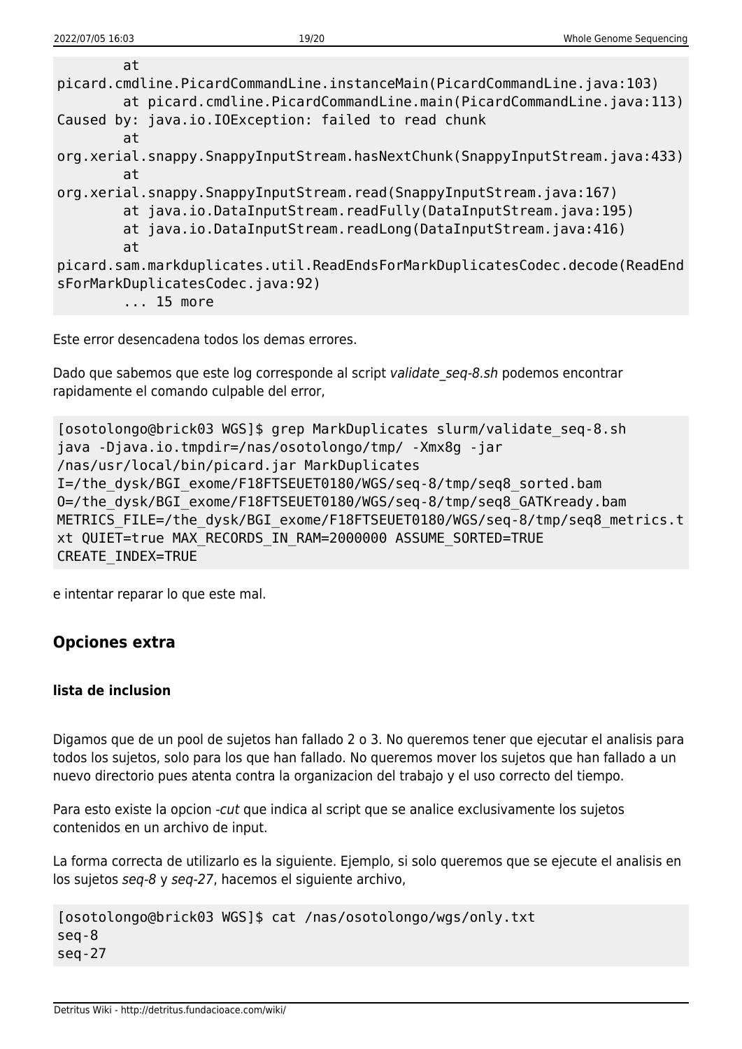```
        at
picard.cmdline.PicardCommandLine.instanceMain(PicardCommandLine.java:103)
        at picard.cmdline.PicardCommandLine.main(PicardCommandLine.java:113)
Caused by: java.io.IOException: failed to read chunk
        at
org.xerial.snappy.SnappyInputStream.hasNextChunk(SnappyInputStream.java:433)
        at
org.xerial.snappy.SnappyInputStream.read(SnappyInputStream.java:167)
        at java.io.DataInputStream.readFully(DataInputStream.java:195)
        at java.io.DataInputStream.readLong(DataInputStream.java:416)
        at
picard.sam.markduplicates.util.ReadEndsForMarkDuplicatesCodec.decode(ReadEnd
sForMarkDuplicatesCodec.java:92)
        ... 15 more
```

Este error desencadena todos los demas errores.

Dado que sabemos que este log corresponde al script *validate_seq-8.sh* podemos encontrar rapidamente el comando culpable del error,

```
[osotolongo@brick03 WGS]$ grep MarkDuplicates slurm/validate_seq-8.sh
java -Djava.io.tmpdir=/nas/osotolongo/tmp/ -Xmx8g -jar
/nas/usr/local/bin/picard.jar MarkDuplicates
I=/the_dysk/BGI_exome/F18FTSEUET0180/WGS/seq-8/tmp/seq8_sorted.bam
O=/the_dysk/BGI_exome/F18FTSEUET0180/WGS/seq-8/tmp/seq8_GATKready.bam
METRICS_FILE=/the_dysk/BGI_exome/F18FTSEUET0180/WGS/seq-8/tmp/seq8_metrics.t
xt QUIET=true MAX_RECORDS_IN_RAM=2000000 ASSUME_SORTED=TRUE
CREATE_INDEX=TRUE
```

e intentar reparar lo que este mal.

## Opciones extra

### lista de inclusion

Digamos que de un pool de sujetos han fallado 2 o 3. No queremos tener que ejecutar el analisis para todos los sujetos, solo para los que han fallado. No queremos mover los sujetos que han fallado a un nuevo directorio pues atenta contra la organizacion del trabajo y el uso correcto del tiempo.

Para esto existe la opcion *-cut* que indica al script que se analice exclusivamente los sujetos contenidos en un archivo de input.

La forma correcta de utilizarlo es la siguiente. Ejemplo, si solo queremos que se ejecute el analisis en los sujetos *seq-8* y *seq-27*, hacemos el siguiente archivo,

```
[osotolongo@brick03 WGS]$ cat /nas/osotolongo/wgs/only.txt
seq-8
seq-27
```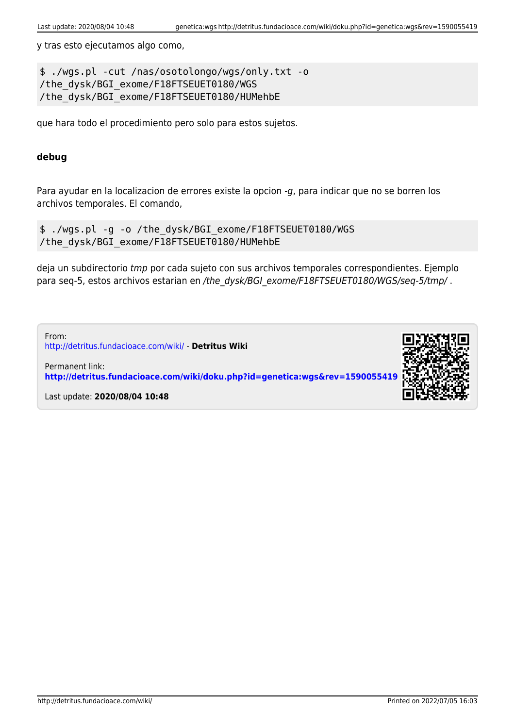y tras esto ejecutamos algo como,

```
$ ./wgs.pl -cut /nas/osotolongo/wgs/only.txt -o
/the_dysk/BGI_exome/F18FTSEUET0180/WGS
/the_dysk/BGI_exome/F18FTSEUET0180/HUMehbE
```

que hara todo el procedimiento pero solo para estos sujetos.

### debug

Para ayudar en la localizacion de errores existe la opcion *-g*, para indicar que no se borren los archivos temporales. El comando,

```
$ ./wgs.pl -g -o /the_dysk/BGI_exome/F18FTSEUET0180/WGS
/the_dysk/BGI_exome/F18FTSEUET0180/HUMehbE
```

deja un subdirectorio *tmp* por cada sujeto con sus archivos temporales correspondientes. Ejemplo para seq-5, estos archivos estarian en */the_dysk/BGI_exome/F18FTSEUET0180/WGS/seq-5/tmp/* .

From:
http://detritus.fundacioace.com/wiki/ - **Detritus Wiki**

Permanent link:
**http://detritus.fundacioace.com/wiki/doku.php?id=genetica:wgs&rev=1590055419**

Last update: **2020/08/04 10:48**